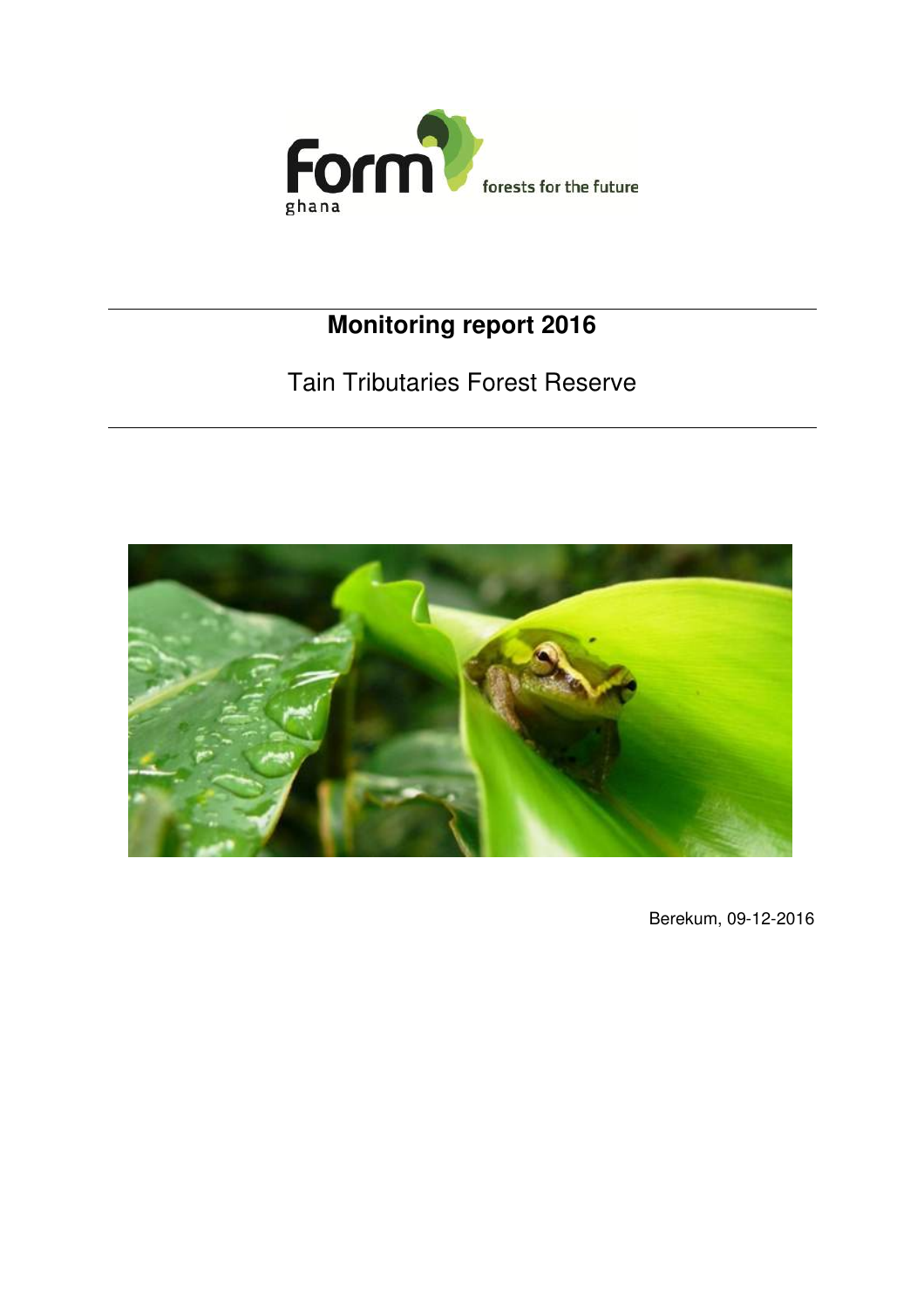Form ghana

forests for the future

# Monitoring report 2016

## Tain Tributaries Forest Reserve

Berekum, 09-12-2016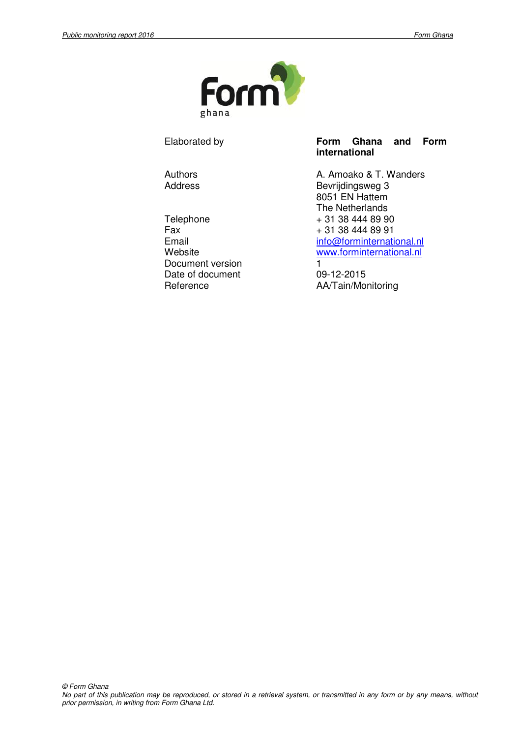| | |
|---|---|
| Elaborated by | **Form Ghana and Form international** |
| Authors | A. Amoako & T. Wanders |
| Address | Bevrijdingsweg 3<br>8051 EN Hattem<br>The Netherlands |
| Telephone | + 31 38 444 89 90 |
| Fax | + 31 38 444 89 91 |
| Email | info@forminternational.nl |
| Website | www.forminternational.nl |
| Document version | 1 |
| Date of document | 09-12-2015 |
| Reference | AA/Tain/Monitoring |

*© Form Ghana*
*No part of this publication may be reproduced, or stored in a retrieval system, or transmitted in any form or by any means, without prior permission, in writing from Form Ghana Ltd.*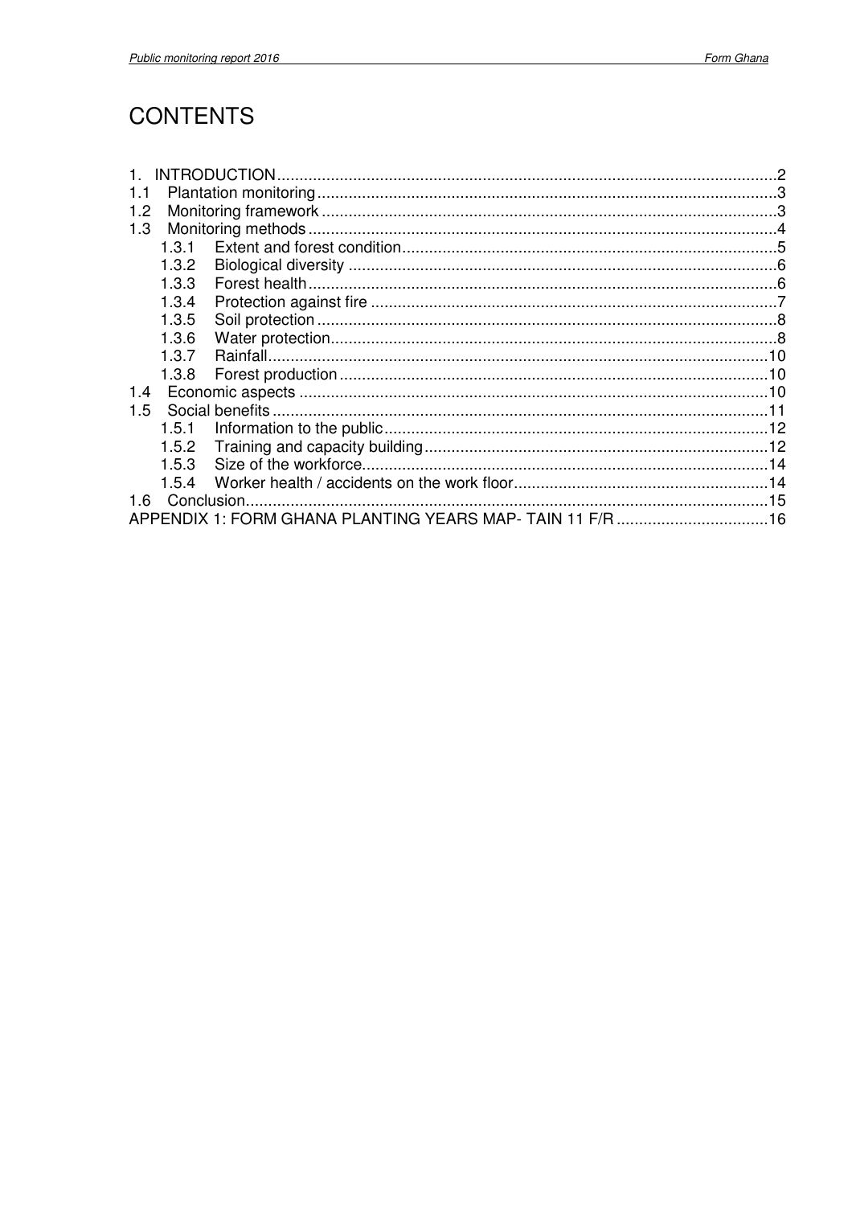# CONTENTS

1. INTRODUCTION ........ 2
1.1 Plantation monitoring ........ 3
1.2 Monitoring framework ........ 3
1.3 Monitoring methods ........ 4
    1.3.1 Extent and forest condition ........ 5
    1.3.2 Biological diversity ........ 6
    1.3.3 Forest health ........ 6
    1.3.4 Protection against fire ........ 7
    1.3.5 Soil protection ........ 8
    1.3.6 Water protection ........ 8
    1.3.7 Rainfall ........ 10
    1.3.8 Forest production ........ 10
1.4 Economic aspects ........ 10
1.5 Social benefits ........ 11
    1.5.1 Information to the public ........ 12
    1.5.2 Training and capacity building ........ 12
    1.5.3 Size of the workforce ........ 14
    1.5.4 Worker health / accidents on the work floor ........ 14
1.6 Conclusion ........ 15
APPENDIX 1: FORM GHANA PLANTING YEARS MAP- TAIN 11 F/R ........ 16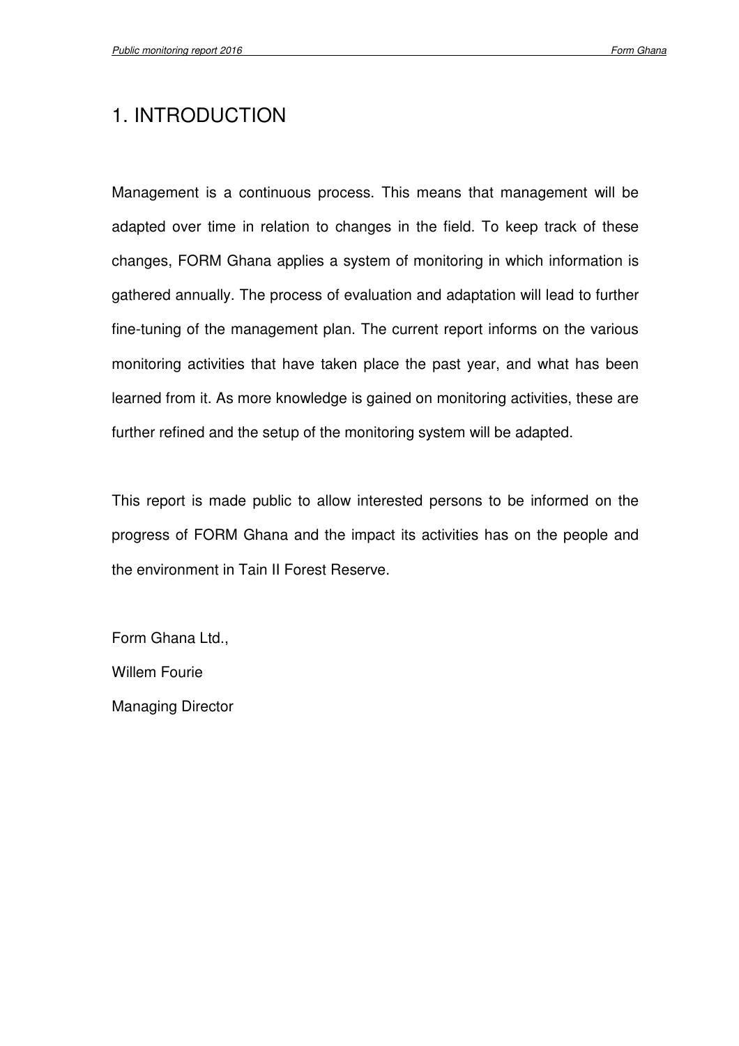# 1. INTRODUCTION

Management is a continuous process. This means that management will be adapted over time in relation to changes in the field. To keep track of these changes, FORM Ghana applies a system of monitoring in which information is gathered annually. The process of evaluation and adaptation will lead to further fine-tuning of the management plan. The current report informs on the various monitoring activities that have taken place the past year, and what has been learned from it. As more knowledge is gained on monitoring activities, these are further refined and the setup of the monitoring system will be adapted.

This report is made public to allow interested persons to be informed on the progress of FORM Ghana and the impact its activities has on the people and the environment in Tain II Forest Reserve.

Form Ghana Ltd.,

Willem Fourie

Managing Director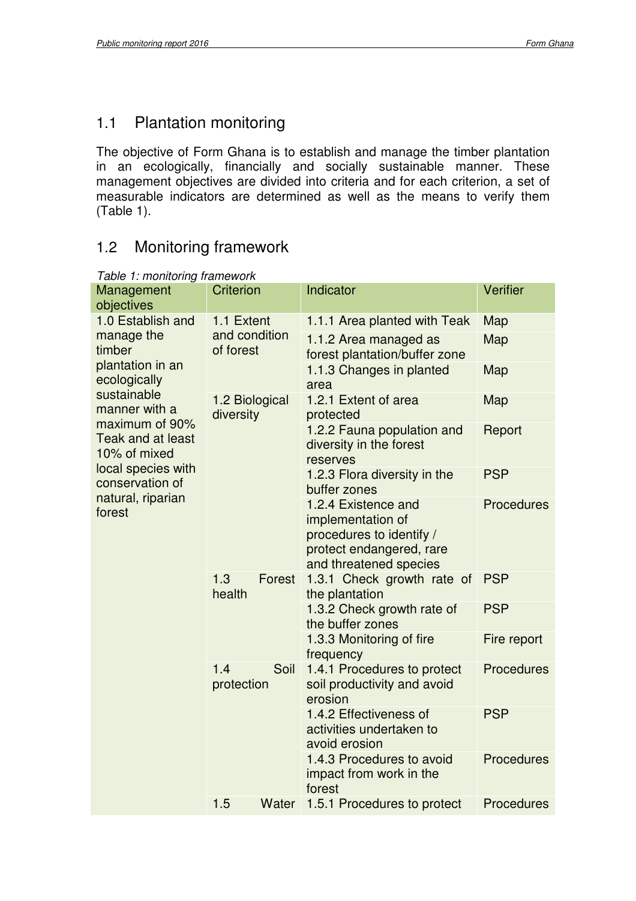## 1.1 Plantation monitoring

The objective of Form Ghana is to establish and manage the timber plantation in an ecologically, financially and socially sustainable manner. These management objectives are divided into criteria and for each criterion, a set of measurable indicators are determined as well as the means to verify them (Table 1).

## 1.2 Monitoring framework

*Table 1: monitoring framework*

| Management objectives | Criterion | Indicator | Verifier |
|---|---|---|---|
| 1.0 Establish and manage the timber plantation in an ecologically sustainable manner with a maximum of 90% Teak and at least 10% of mixed local species with conservation of natural, riparian forest | 1.1 Extent and condition of forest | 1.1.1 Area planted with Teak | Map |
| | | 1.1.2 Area managed as forest plantation/buffer zone | Map |
| | | 1.1.3 Changes in planted area | Map |
| | 1.2 Biological diversity | 1.2.1 Extent of area protected | Map |
| | | 1.2.2 Fauna population and diversity in the forest reserves | Report |
| | | 1.2.3 Flora diversity in the buffer zones | PSP |
| | | 1.2.4 Existence and implementation of procedures to identify / protect endangered, rare and threatened species | Procedures |
| | 1.3 Forest health | 1.3.1 Check growth rate of the plantation | PSP |
| | | 1.3.2 Check growth rate of the buffer zones | PSP |
| | | 1.3.3 Monitoring of fire frequency | Fire report |
| | 1.4 Soil protection | 1.4.1 Procedures to protect soil productivity and avoid erosion | Procedures |
| | | 1.4.2 Effectiveness of activities undertaken to avoid erosion | PSP |
| | | 1.4.3 Procedures to avoid impact from work in the forest | Procedures |
| | 1.5 Water | 1.5.1 Procedures to protect | Procedures |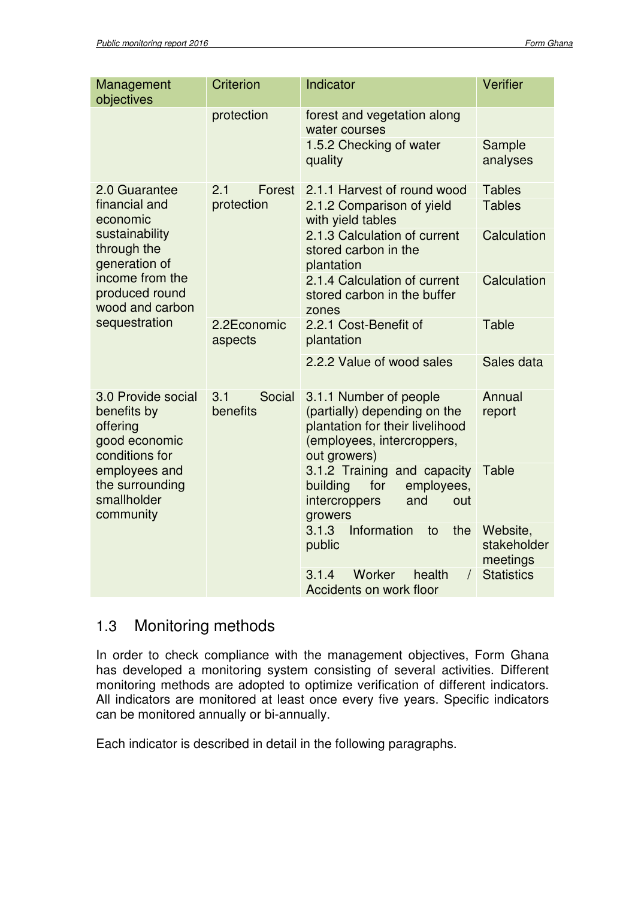| Management objectives | Criterion | Indicator | Verifier |
|---|---|---|---|
| | protection | forest and vegetation along water courses | |
| | | 1.5.2 Checking of water quality | Sample analyses |
| 2.0 Guarantee financial and economic sustainability through the generation of income from the produced round wood and carbon sequestration | 2.1 Forest protection | 2.1.1 Harvest of round wood | Tables |
| | | 2.1.2 Comparison of yield with yield tables | Tables |
| | | 2.1.3 Calculation of current stored carbon in the plantation | Calculation |
| | | 2.1.4 Calculation of current stored carbon in the buffer zones | Calculation |
| | 2.2Economic aspects | 2.2.1 Cost-Benefit of plantation | Table |
| | | 2.2.2 Value of wood sales | Sales data |
| 3.0 Provide social benefits by offering good economic conditions for employees and the surrounding smallholder community | 3.1 Social benefits | 3.1.1 Number of people (partially) depending on the plantation for their livelihood (employees, intercroppers, out growers) | Annual report |
| | | 3.1.2 Training and capacity building for employees, intercroppers and out growers | Table |
| | | 3.1.3 Information to the public | Website, stakeholder meetings |
| | | 3.1.4 Worker health / Accidents on work floor | Statistics |

## 1.3 Monitoring methods

In order to check compliance with the management objectives, Form Ghana has developed a monitoring system consisting of several activities. Different monitoring methods are adopted to optimize verification of different indicators. All indicators are monitored at least once every five years. Specific indicators can be monitored annually or bi-annually.

Each indicator is described in detail in the following paragraphs.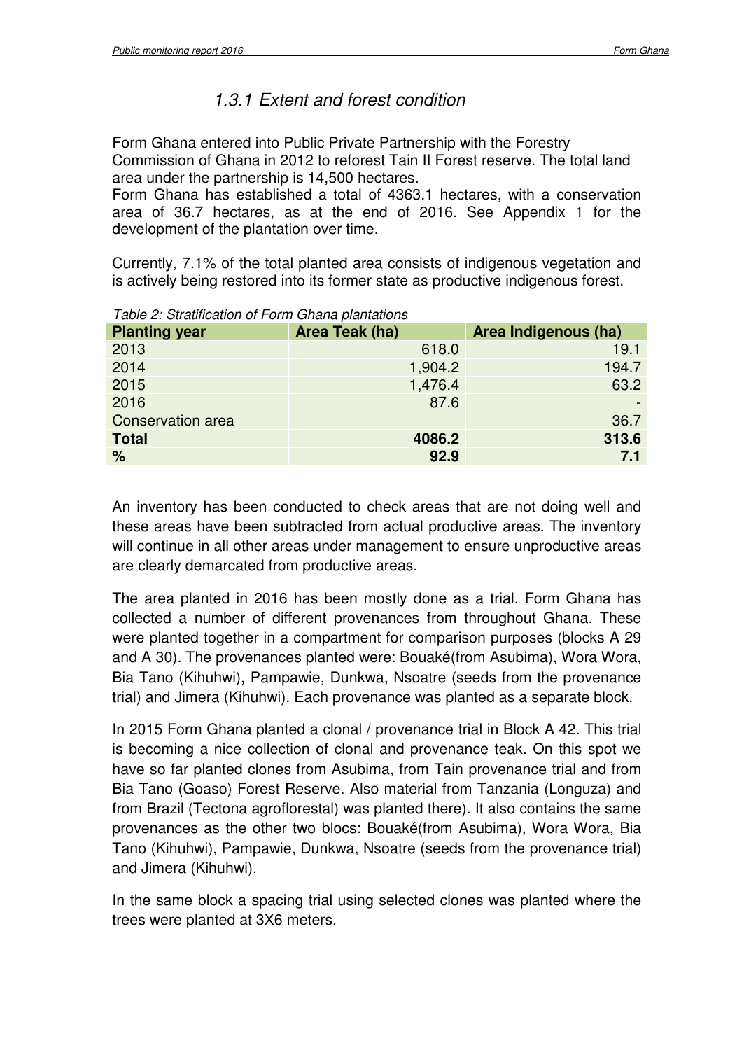### *1.3.1 Extent and forest condition*

Form Ghana entered into Public Private Partnership with the Forestry Commission of Ghana in 2012 to reforest Tain II Forest reserve. The total land area under the partnership is 14,500 hectares.
Form Ghana has established a total of 4363.1 hectares, with a conservation area of 36.7 hectares, as at the end of 2016. See Appendix 1 for the development of the plantation over time.

Currently, 7.1% of the total planted area consists of indigenous vegetation and is actively being restored into its former state as productive indigenous forest.

*Table 2: Stratification of Form Ghana plantations*

| Planting year | Area Teak (ha) | Area Indigenous (ha) |
|---|---:|---:|
| 2013 | 618.0 | 19.1 |
| 2014 | 1,904.2 | 194.7 |
| 2015 | 1,476.4 | 63.2 |
| 2016 | 87.6 | - |
| Conservation area | | 36.7 |
| **Total** | **4086.2** | **313.6** |
| **%** | **92.9** | **7.1** |

An inventory has been conducted to check areas that are not doing well and these areas have been subtracted from actual productive areas. The inventory will continue in all other areas under management to ensure unproductive areas are clearly demarcated from productive areas.

The area planted in 2016 has been mostly done as a trial. Form Ghana has collected a number of different provenances from throughout Ghana. These were planted together in a compartment for comparison purposes (blocks A 29 and A 30). The provenances planted were: Bouaké(from Asubima), Wora Wora, Bia Tano (Kihuhwi), Pampawie, Dunkwa, Nsoatre (seeds from the provenance trial) and Jimera (Kihuhwi). Each provenance was planted as a separate block.

In 2015 Form Ghana planted a clonal / provenance trial in Block A 42. This trial is becoming a nice collection of clonal and provenance teak. On this spot we have so far planted clones from Asubima, from Tain provenance trial and from Bia Tano (Goaso) Forest Reserve. Also material from Tanzania (Longuza) and from Brazil (Tectona agroflorestal) was planted there). It also contains the same provenances as the other two blocs: Bouaké(from Asubima), Wora Wora, Bia Tano (Kihuhwi), Pampawie, Dunkwa, Nsoatre (seeds from the provenance trial) and Jimera (Kihuhwi).

In the same block a spacing trial using selected clones was planted where the trees were planted at 3X6 meters.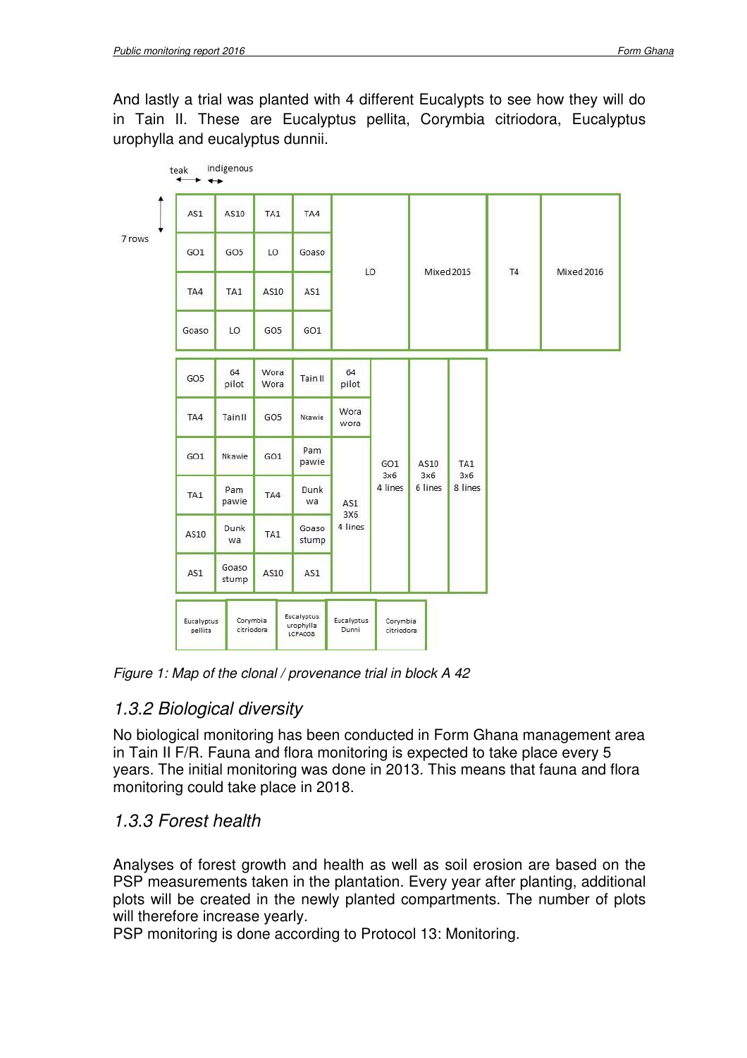And lastly a trial was planted with 4 different Eucalypts to see how they will do in Tain II. These are Eucalyptus pellita, Corymbia citriodora, Eucalyptus urophylla and eucalyptus dunnii.

teak ⟷ indigenous ⟷

7 rows

| AS1 | AS10 | TA1 | TA4 | LO | Mixed 2015 | T4 | Mixed 2016 |
|---|---|---|---|---|---|---|---|
| GO1 | GO5 | LO | Goaso | | | | |
| TA4 | TA1 | AS10 | AS1 | | | | |
| Goaso | LO | GO5 | GO1 | | | | |

| GO5 | 64 pilot | Wora Wora | Tain II | 64 pilot | GO1 3x6 4 lines | AS10 3x6 6 lines | TA1 3x6 8 lines |
|---|---|---|---|---|---|---|---|
| TA4 | Tain II | GO5 | Nkawie | Wora wora | | | |
| GO1 | Nkawie | GO1 | Pam pawie | AS1 3X6 4 lines | | | |
| TA1 | Pam pawie | TA4 | Dunk wa | | | | |
| AS10 | Dunk wa | TA1 | Goaso stump | | | | |
| AS1 | Goaso stump | AS10 | AS1 | | | | |

| Eucalyptus pellita | Corymbia citriodora | Eucalyptus urophylla LCFA008 | Eucalyptus Dunni | Corymbia citriodora |
|---|---|---|---|---|

*Figure 1: Map of the clonal / provenance trial in block A 42*

### 1.3.2 Biological diversity

No biological monitoring has been conducted in Form Ghana management area in Tain II F/R. Fauna and flora monitoring is expected to take place every 5 years. The initial monitoring was done in 2013. This means that fauna and flora monitoring could take place in 2018.

### 1.3.3 Forest health

Analyses of forest growth and health as well as soil erosion are based on the PSP measurements taken in the plantation. Every year after planting, additional plots will be created in the newly planted compartments. The number of plots will therefore increase yearly.
PSP monitoring is done according to Protocol 13: Monitoring.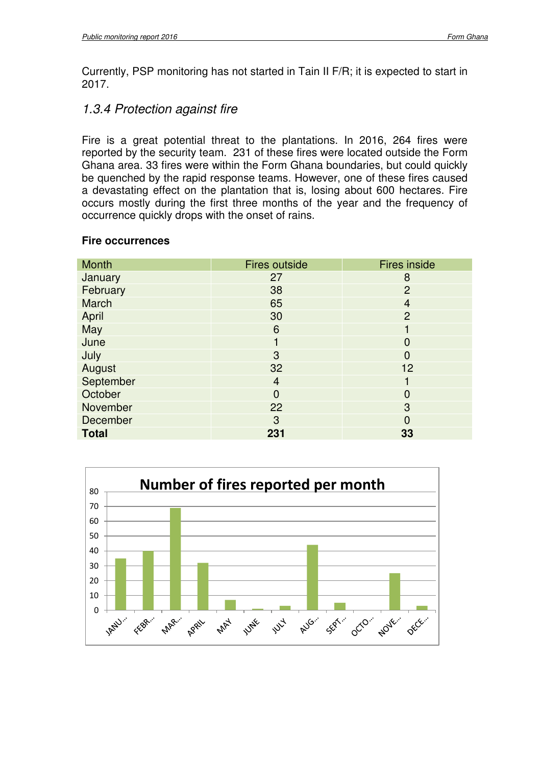Currently, PSP monitoring has not started in Tain II F/R; it is expected to start in 2017.

### *1.3.4 Protection against fire*

Fire is a great potential threat to the plantations. In 2016, 264 fires were reported by the security team. 231 of these fires were located outside the Form Ghana area. 33 fires were within the Form Ghana boundaries, but could quickly be quenched by the rapid response teams. However, one of these fires caused a devastating effect on the plantation that is, losing about 600 hectares. Fire occurs mostly during the first three months of the year and the frequency of occurrence quickly drops with the onset of rains.

**Fire occurrences**

| Month | Fires outside | Fires inside |
|---|---|---|
| January | 27 | 8 |
| February | 38 | 2 |
| March | 65 | 4 |
| April | 30 | 2 |
| May | 6 | 1 |
| June | 1 | 0 |
| July | 3 | 0 |
| August | 32 | 12 |
| September | 4 | 1 |
| October | 0 | 0 |
| November | 22 | 3 |
| December | 3 | 0 |
| **Total** | **231** | **33** |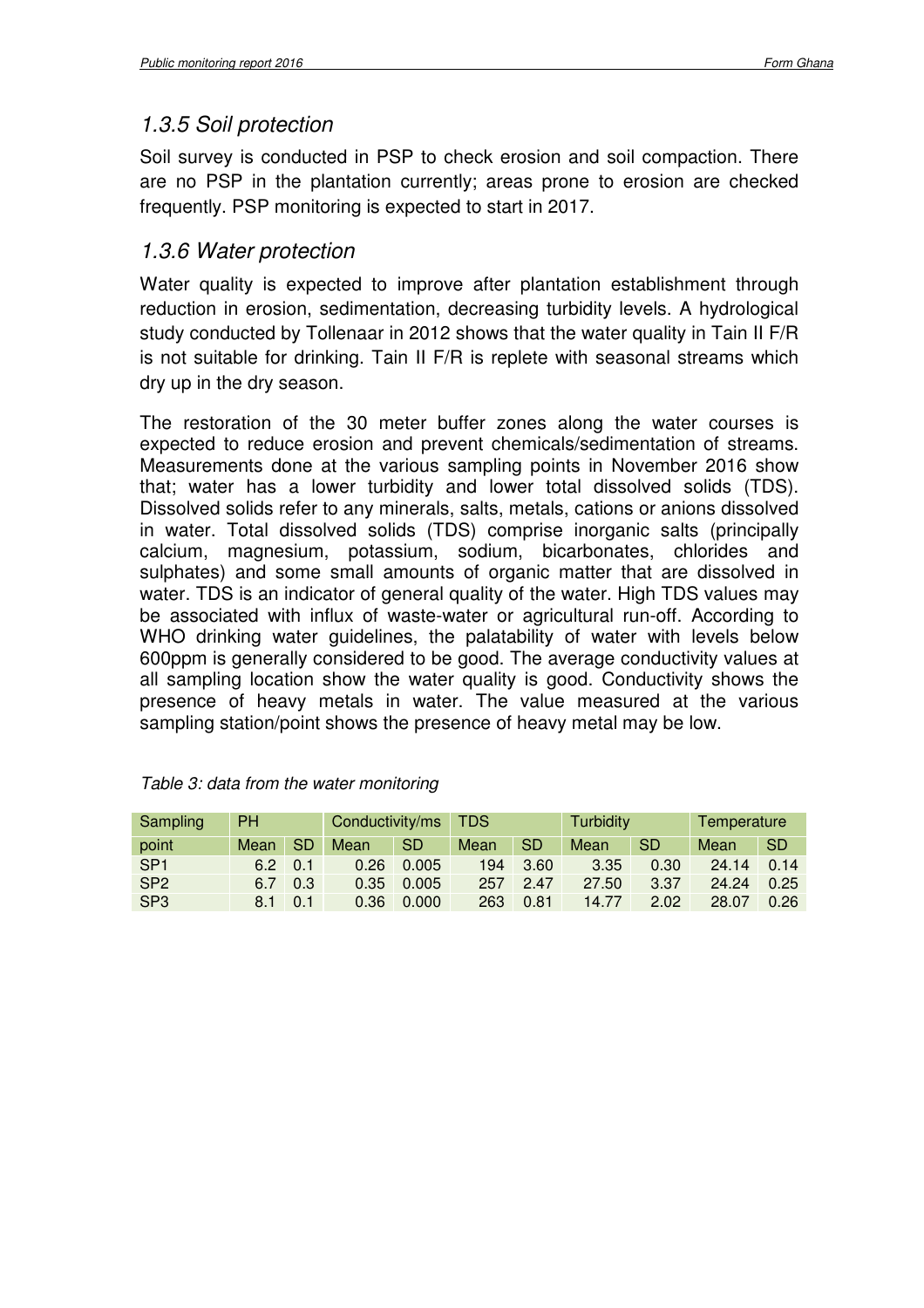### 1.3.5 Soil protection

Soil survey is conducted in PSP to check erosion and soil compaction. There are no PSP in the plantation currently; areas prone to erosion are checked frequently. PSP monitoring is expected to start in 2017.

### 1.3.6 Water protection

Water quality is expected to improve after plantation establishment through reduction in erosion, sedimentation, decreasing turbidity levels. A hydrological study conducted by Tollenaar in 2012 shows that the water quality in Tain II F/R is not suitable for drinking. Tain II F/R is replete with seasonal streams which dry up in the dry season.

The restoration of the 30 meter buffer zones along the water courses is expected to reduce erosion and prevent chemicals/sedimentation of streams. Measurements done at the various sampling points in November 2016 show that; water has a lower turbidity and lower total dissolved solids (TDS). Dissolved solids refer to any minerals, salts, metals, cations or anions dissolved in water. Total dissolved solids (TDS) comprise inorganic salts (principally calcium, magnesium, potassium, sodium, bicarbonates, chlorides and sulphates) and some small amounts of organic matter that are dissolved in water. TDS is an indicator of general quality of the water. High TDS values may be associated with influx of waste-water or agricultural run-off. According to WHO drinking water guidelines, the palatability of water with levels below 600ppm is generally considered to be good. The average conductivity values at all sampling location show the water quality is good. Conductivity shows the presence of heavy metals in water. The value measured at the various sampling station/point shows the presence of heavy metal may be low.

*Table 3: data from the water monitoring*

| Sampling | PH | | Conductivity/ms | | TDS | | Turbidity | | Temperature | |
|---|---|---|---|---|---|---|---|---|---|---|
| point | Mean | SD | Mean | SD | Mean | SD | Mean | SD | Mean | SD |
| SP1 | 6.2 | 0.1 | 0.26 | 0.005 | 194 | 3.60 | 3.35 | 0.30 | 24.14 | 0.14 |
| SP2 | 6.7 | 0.3 | 0.35 | 0.005 | 257 | 2.47 | 27.50 | 3.37 | 24.24 | 0.25 |
| SP3 | 8.1 | 0.1 | 0.36 | 0.000 | 263 | 0.81 | 14.77 | 2.02 | 28.07 | 0.26 |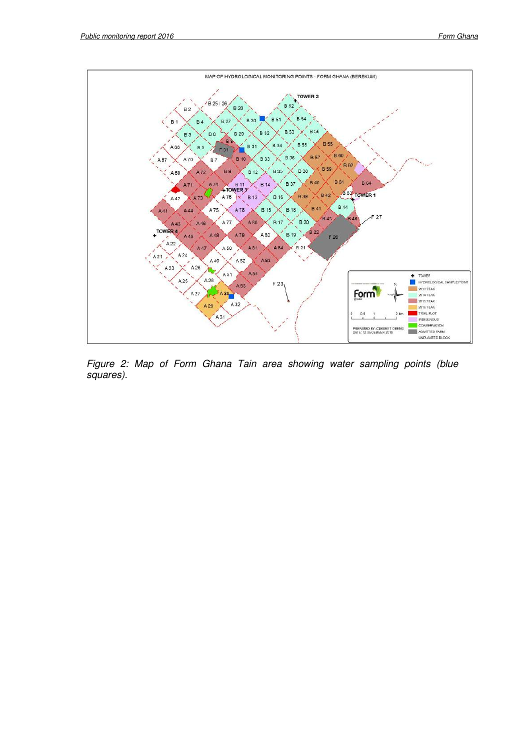*Figure 2: Map of Form Ghana Tain area showing water sampling points (blue squares).*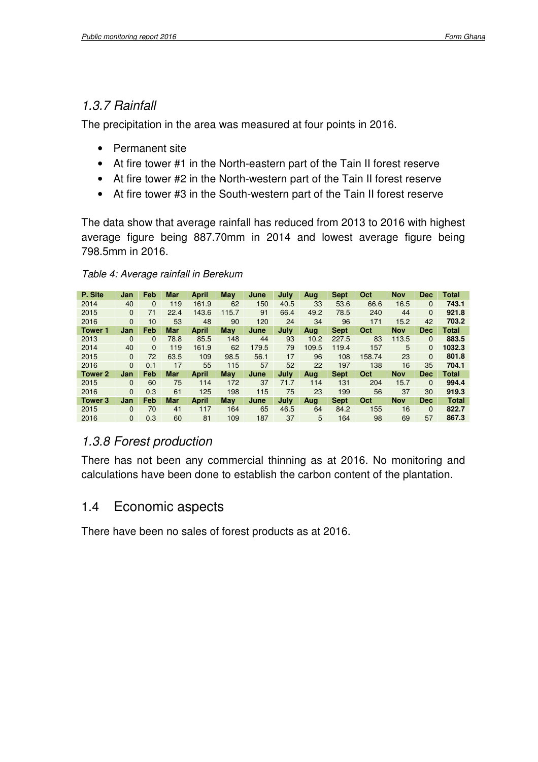### 1.3.7 Rainfall

The precipitation in the area was measured at four points in 2016.

- Permanent site
- At fire tower #1 in the North-eastern part of the Tain II forest reserve
- At fire tower #2 in the North-western part of the Tain II forest reserve
- At fire tower #3 in the South-western part of the Tain II forest reserve

The data show that average rainfall has reduced from 2013 to 2016 with highest average figure being 887.70mm in 2014 and lowest average figure being 798.5mm in 2016.

*Table 4: Average rainfall in Berekum*

| **P. Site** | **Jan** | **Feb** | **Mar** | **April** | **May** | **June** | **July** | **Aug** | **Sept** | **Oct** | **Nov** | **Dec** | **Total** |
|---|---|---|---|---|---|---|---|---|---|---|---|---|---|
| 2014 | 40 | 0 | 119 | 161.9 | 62 | 150 | 40.5 | 33 | 53.6 | 66.6 | 16.5 | 0 | **743.1** |
| 2015 | 0 | 71 | 22.4 | 143.6 | 115.7 | 91 | 66.4 | 49.2 | 78.5 | 240 | 44 | 0 | **921.8** |
| 2016 | 0 | 10 | 53 | 48 | 90 | 120 | 24 | 34 | 96 | 171 | 15.2 | 42 | **703.2** |
| **Tower 1** | **Jan** | **Feb** | **Mar** | **April** | **May** | **June** | **July** | **Aug** | **Sept** | **Oct** | **Nov** | **Dec** | **Total** |
| 2013 | 0 | 0 | 78.8 | 85.5 | 148 | 44 | 93 | 10.2 | 227.5 | 83 | 113.5 | 0 | **883.5** |
| 2014 | 40 | 0 | 119 | 161.9 | 62 | 179.5 | 79 | 109.5 | 119.4 | 157 | 5 | 0 | **1032.3** |
| 2015 | 0 | 72 | 63.5 | 109 | 98.5 | 56.1 | 17 | 96 | 108 | 158.74 | 23 | 0 | **801.8** |
| 2016 | 0 | 0.1 | 17 | 55 | 115 | 57 | 52 | 22 | 197 | 138 | 16 | 35 | **704.1** |
| **Tower 2** | **Jan** | **Feb** | **Mar** | **April** | **May** | **June** | **July** | **Aug** | **Sept** | **Oct** | **Nov** | **Dec** | **Total** |
| 2015 | 0 | 60 | 75 | 114 | 172 | 37 | 71.7 | 114 | 131 | 204 | 15.7 | 0 | **994.4** |
| 2016 | 0 | 0.3 | 61 | 125 | 198 | 115 | 75 | 23 | 199 | 56 | 37 | 30 | **919.3** |
| **Tower 3** | **Jan** | **Feb** | **Mar** | **April** | **May** | **June** | **July** | **Aug** | **Sept** | **Oct** | **Nov** | **Dec** | **Total** |
| 2015 | 0 | 70 | 41 | 117 | 164 | 65 | 46.5 | 64 | 84.2 | 155 | 16 | 0 | **822.7** |
| 2016 | 0 | 0.3 | 60 | 81 | 109 | 187 | 37 | 5 | 164 | 98 | 69 | 57 | **867.3** |

### 1.3.8 Forest production

There has not been any commercial thinning as at 2016. No monitoring and calculations have been done to establish the carbon content of the plantation.

## 1.4 Economic aspects

There have been no sales of forest products as at 2016.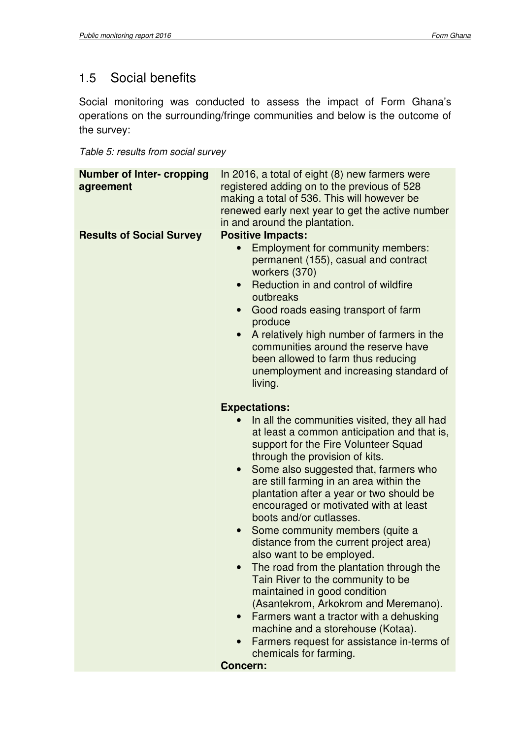## 1.5 Social benefits

Social monitoring was conducted to assess the impact of Form Ghana's operations on the surrounding/fringe communities and below is the outcome of the survey:

*Table 5: results from social survey*

| | |
|---|---|
| **Number of Inter- cropping agreement** | In 2016, a total of eight (8) new farmers were registered adding on to the previous of 528 making a total of 536. This will however be renewed early next year to get the active number in and around the plantation. |
| **Results of Social Survey** | **Positive Impacts:**<br>• Employment for community members: permanent (155), casual and contract workers (370)<br>• Reduction in and control of wildfire outbreaks<br>• Good roads easing transport of farm produce<br>• A relatively high number of farmers in the communities around the reserve have been allowed to farm thus reducing unemployment and increasing standard of living.<br><br>**Expectations:**<br>• In all the communities visited, they all had at least a common anticipation and that is, support for the Fire Volunteer Squad through the provision of kits.<br>• Some also suggested that, farmers who are still farming in an area within the plantation after a year or two should be encouraged or motivated with at least boots and/or cutlasses.<br>• Some community members (quite a distance from the current project area) also want to be employed.<br>• The road from the plantation through the Tain River to the community to be maintained in good condition (Asantekrom, Arkokrom and Meremano).<br>• Farmers want a tractor with a dehusking machine and a storehouse (Kotaa).<br>• Farmers request for assistance in-terms of chemicals for farming.<br>**Concern:** |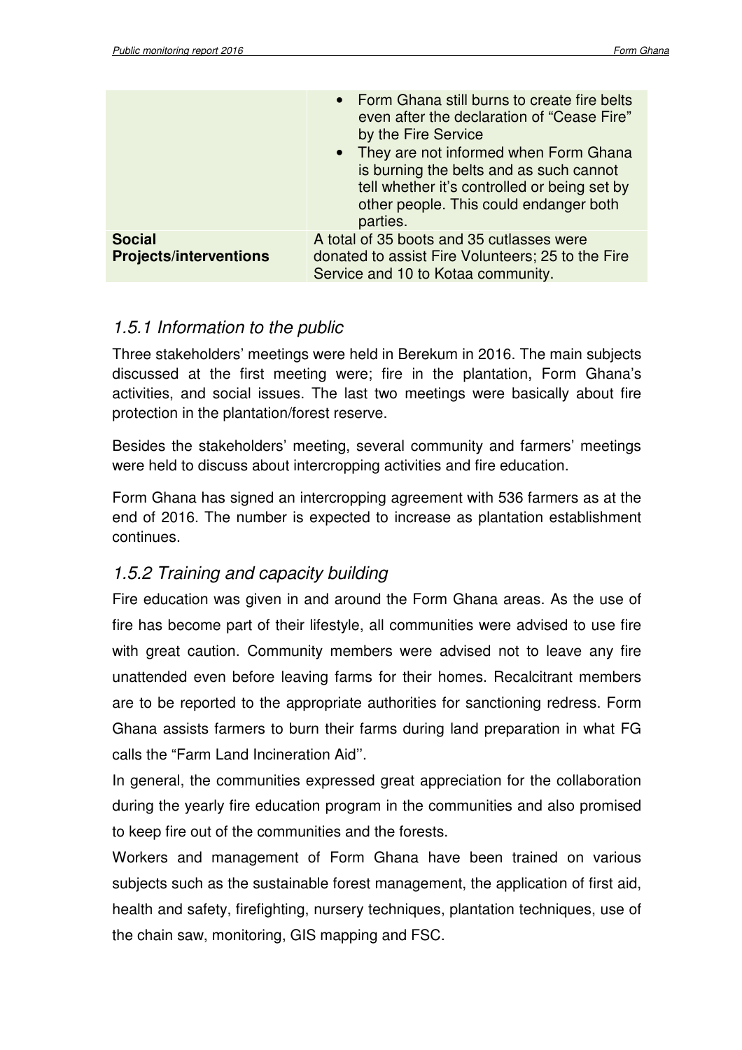| | |
|---|---|
| | • Form Ghana still burns to create fire belts even after the declaration of "Cease Fire" by the Fire Service<br>• They are not informed when Form Ghana is burning the belts and as such cannot tell whether it's controlled or being set by other people. This could endanger both parties. |
| **Social Projects/interventions** | A total of 35 boots and 35 cutlasses were donated to assist Fire Volunteers; 25 to the Fire Service and 10 to Kotaa community. |

### *1.5.1 Information to the public*

Three stakeholders' meetings were held in Berekum in 2016. The main subjects discussed at the first meeting were; fire in the plantation, Form Ghana's activities, and social issues. The last two meetings were basically about fire protection in the plantation/forest reserve.

Besides the stakeholders' meeting, several community and farmers' meetings were held to discuss about intercropping activities and fire education.

Form Ghana has signed an intercropping agreement with 536 farmers as at the end of 2016. The number is expected to increase as plantation establishment continues.

### *1.5.2 Training and capacity building*

Fire education was given in and around the Form Ghana areas. As the use of fire has become part of their lifestyle, all communities were advised to use fire with great caution. Community members were advised not to leave any fire unattended even before leaving farms for their homes. Recalcitrant members are to be reported to the appropriate authorities for sanctioning redress. Form Ghana assists farmers to burn their farms during land preparation in what FG calls the "Farm Land Incineration Aid''.

In general, the communities expressed great appreciation for the collaboration during the yearly fire education program in the communities and also promised to keep fire out of the communities and the forests.

Workers and management of Form Ghana have been trained on various subjects such as the sustainable forest management, the application of first aid, health and safety, firefighting, nursery techniques, plantation techniques, use of the chain saw, monitoring, GIS mapping and FSC.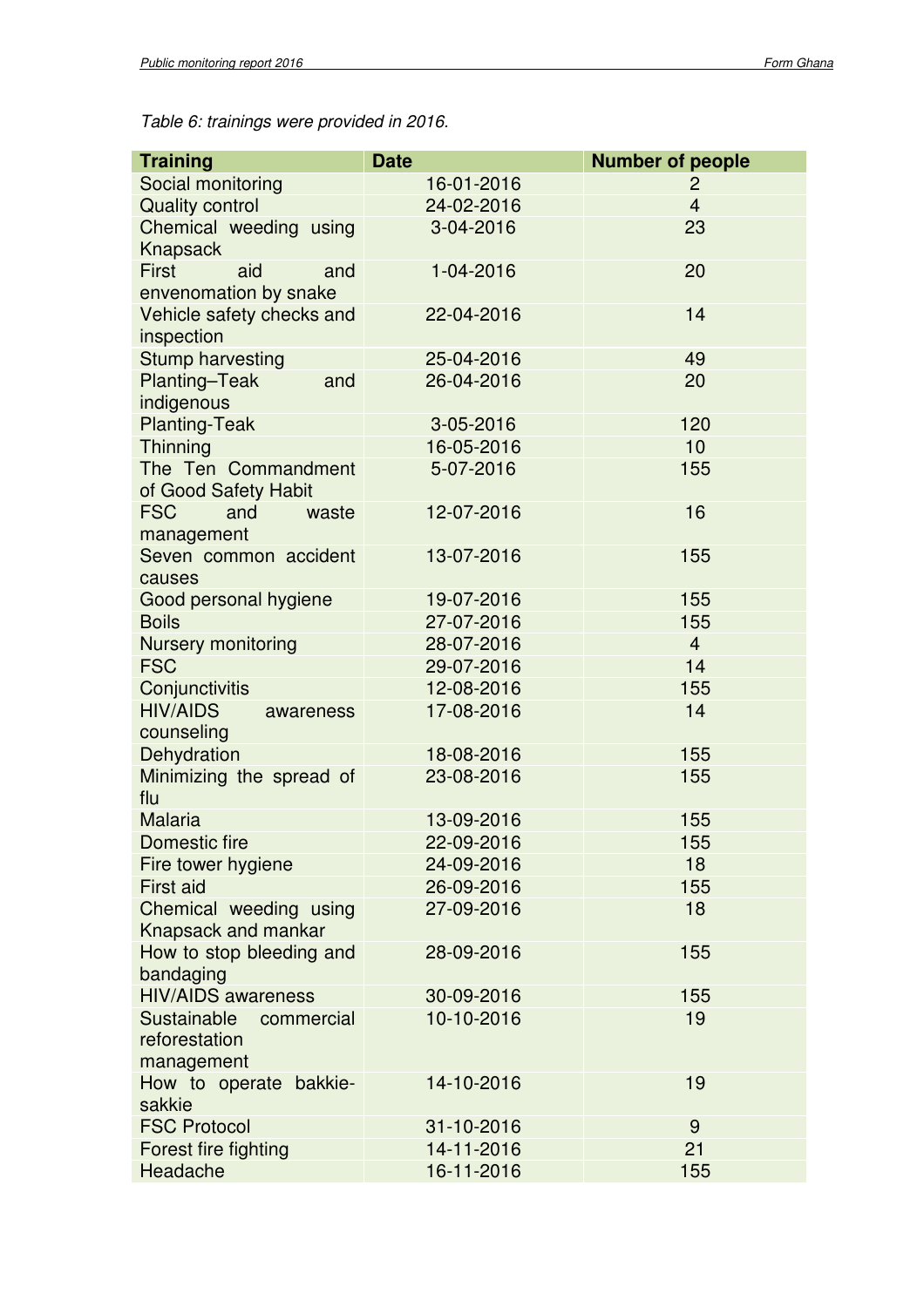*Table 6: trainings were provided in 2016.*

| Training | Date | Number of people |
|---|---|---|
| Social monitoring | 16-01-2016 | 2 |
| Quality control | 24-02-2016 | 4 |
| Chemical weeding using Knapsack | 3-04-2016 | 23 |
| First aid and envenomation by snake | 1-04-2016 | 20 |
| Vehicle safety checks and inspection | 22-04-2016 | 14 |
| Stump harvesting | 25-04-2016 | 49 |
| Planting–Teak and indigenous | 26-04-2016 | 20 |
| Planting-Teak | 3-05-2016 | 120 |
| Thinning | 16-05-2016 | 10 |
| The Ten Commandment of Good Safety Habit | 5-07-2016 | 155 |
| FSC and waste management | 12-07-2016 | 16 |
| Seven common accident causes | 13-07-2016 | 155 |
| Good personal hygiene | 19-07-2016 | 155 |
| Boils | 27-07-2016 | 155 |
| Nursery monitoring | 28-07-2016 | 4 |
| FSC | 29-07-2016 | 14 |
| Conjunctivitis | 12-08-2016 | 155 |
| HIV/AIDS awareness counseling | 17-08-2016 | 14 |
| Dehydration | 18-08-2016 | 155 |
| Minimizing the spread of flu | 23-08-2016 | 155 |
| Malaria | 13-09-2016 | 155 |
| Domestic fire | 22-09-2016 | 155 |
| Fire tower hygiene | 24-09-2016 | 18 |
| First aid | 26-09-2016 | 155 |
| Chemical weeding using Knapsack and mankar | 27-09-2016 | 18 |
| How to stop bleeding and bandaging | 28-09-2016 | 155 |
| HIV/AIDS awareness | 30-09-2016 | 155 |
| Sustainable commercial reforestation management | 10-10-2016 | 19 |
| How to operate bakkie-sakkie | 14-10-2016 | 19 |
| FSC Protocol | 31-10-2016 | 9 |
| Forest fire fighting | 14-11-2016 | 21 |
| Headache | 16-11-2016 | 155 |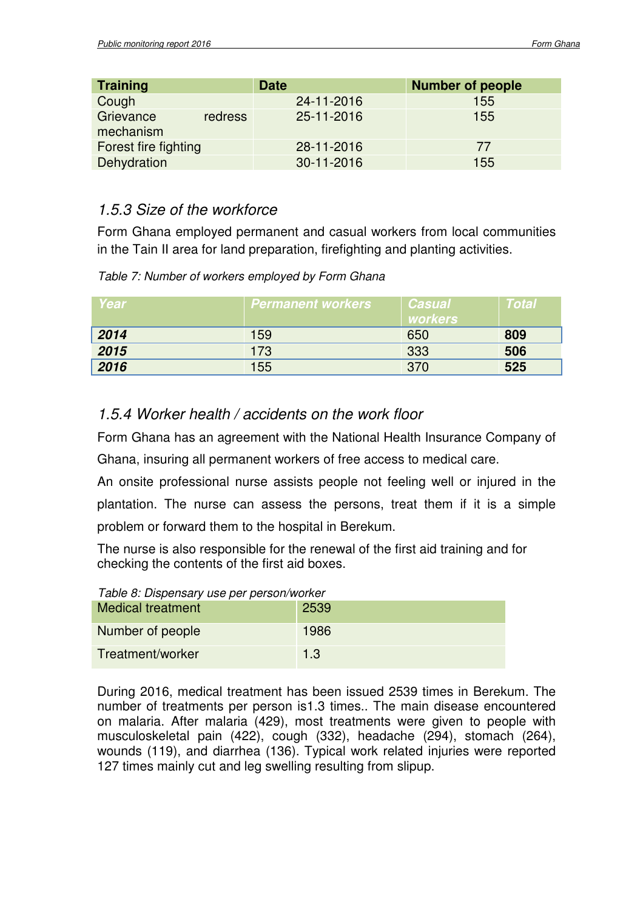| Training | Date | Number of people |
|---|---|---|
| Cough | 24-11-2016 | 155 |
| Grievance redress mechanism | 25-11-2016 | 155 |
| Forest fire fighting | 28-11-2016 | 77 |
| Dehydration | 30-11-2016 | 155 |

### *1.5.3 Size of the workforce*

Form Ghana employed permanent and casual workers from local communities in the Tain II area for land preparation, firefighting and planting activities.

*Table 7: Number of workers employed by Form Ghana*

| *Year* | *Permanent workers* | *Casual workers* | *Total* |
|---|---|---|---|
| ***2014*** | 159 | 650 | **809** |
| ***2015*** | 173 | 333 | **506** |
| ***2016*** | 155 | 370 | **525** |

### *1.5.4 Worker health / accidents on the work floor*

Form Ghana has an agreement with the National Health Insurance Company of Ghana, insuring all permanent workers of free access to medical care.

An onsite professional nurse assists people not feeling well or injured in the plantation. The nurse can assess the persons, treat them if it is a simple problem or forward them to the hospital in Berekum.

The nurse is also responsible for the renewal of the first aid training and for checking the contents of the first aid boxes.

*Table 8: Dispensary use per person/worker*

| Medical treatment | 2539 |
|---|---|
| Number of people | 1986 |
| Treatment/worker | 1.3 |

During 2016, medical treatment has been issued 2539 times in Berekum. The number of treatments per person is1.3 times.. The main disease encountered on malaria. After malaria (429), most treatments were given to people with musculoskeletal pain (422), cough (332), headache (294), stomach (264), wounds (119), and diarrhea (136). Typical work related injuries were reported 127 times mainly cut and leg swelling resulting from slipup.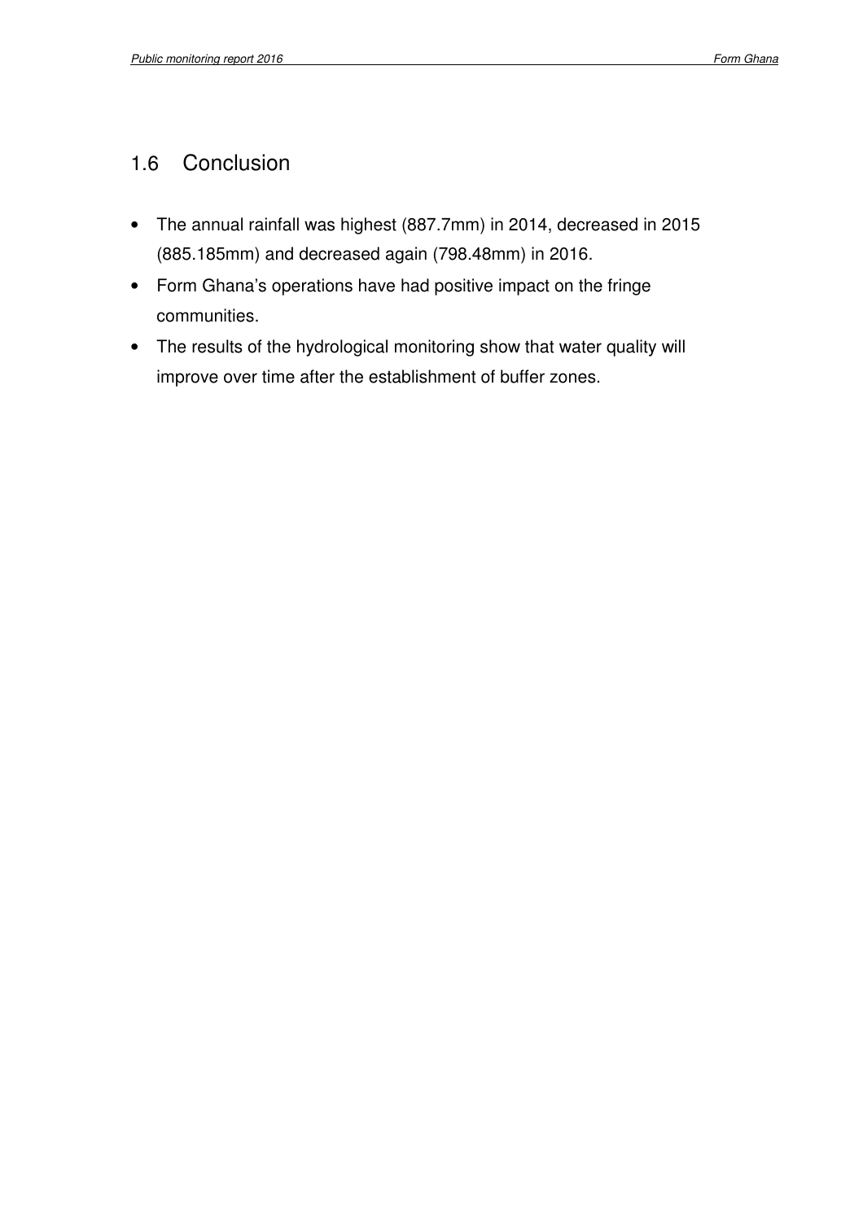## 1.6 Conclusion

- The annual rainfall was highest (887.7mm) in 2014, decreased in 2015 (885.185mm) and decreased again (798.48mm) in 2016.
- Form Ghana's operations have had positive impact on the fringe communities.
- The results of the hydrological monitoring show that water quality will improve over time after the establishment of buffer zones.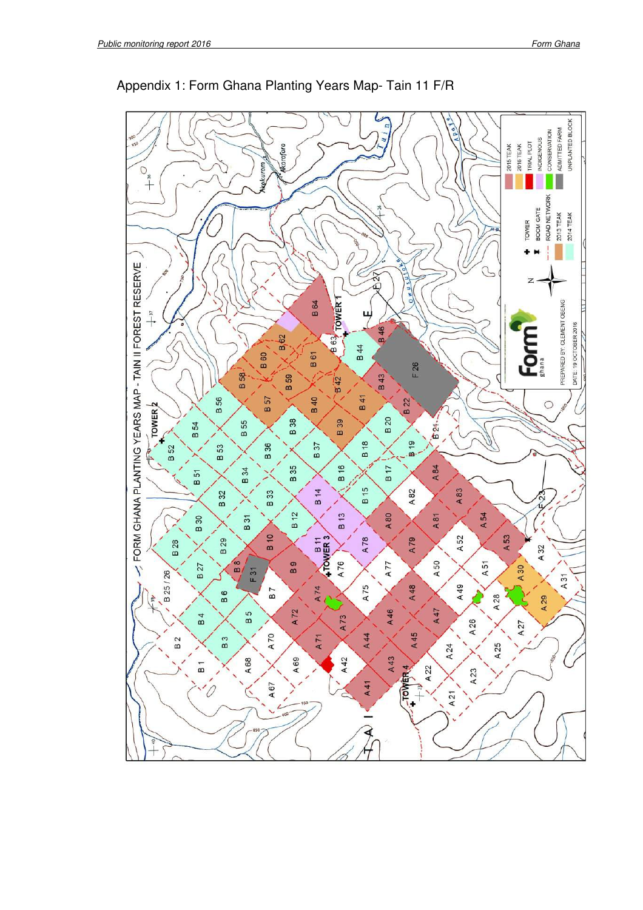## Appendix 1: Form Ghana Planting Years Map- Tain 11 F/R

FORM GHANA PLANTING YEARS MAP - TAIN II FOREST RESERVE

TOWER
BOOM GATE
ROAD NETWORK
2013 TEAK
2014 TEAK
2015 TEAK
2016 TEAK
TRIAL PLOT
INDIGENOUS
CONSERVATION
ADMITTED FARM
UNPLANTED BLOCK

PREPARED BY: CLEMENT OBENG
DATE: 19 OCTOBER 2016